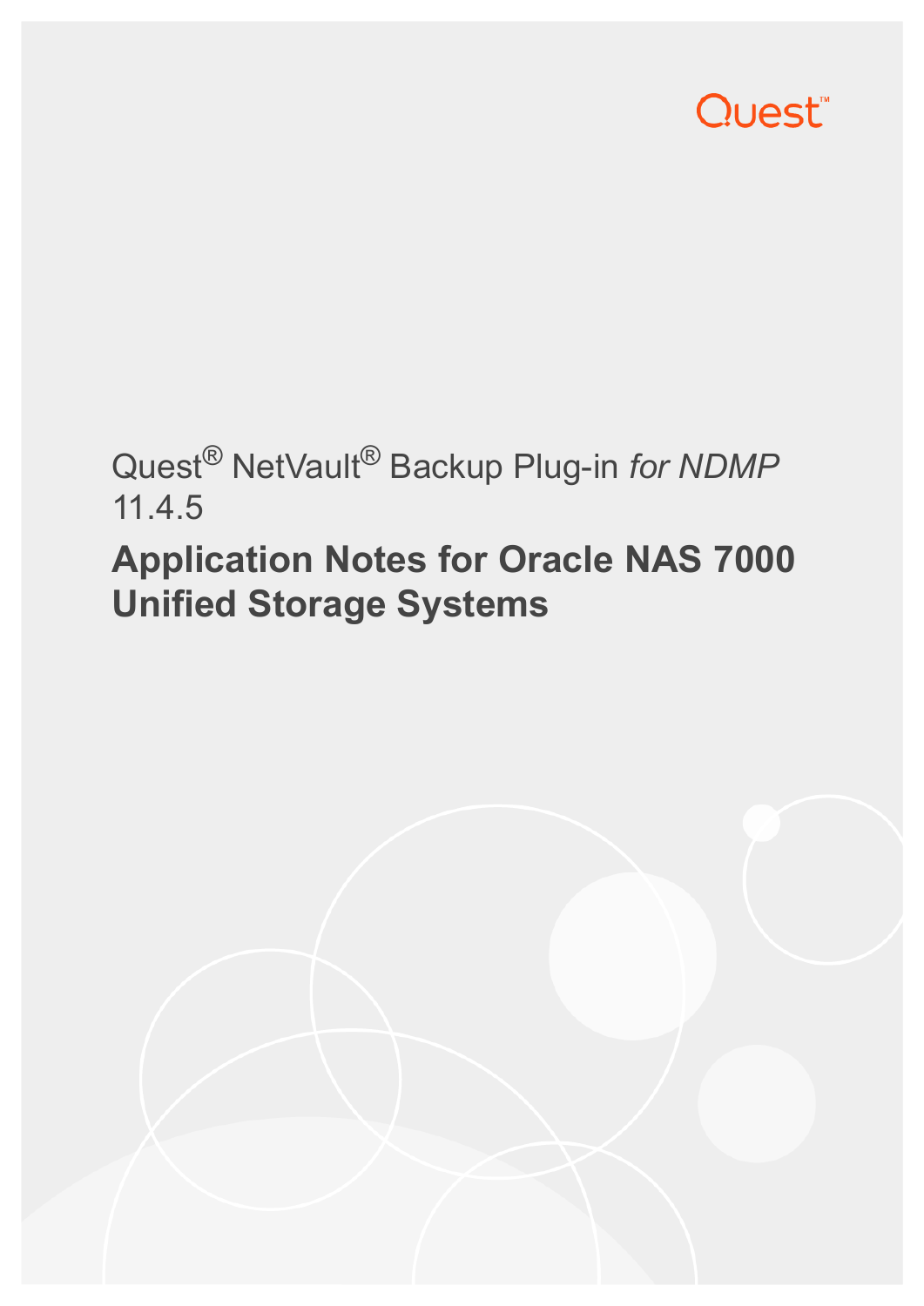Quest

Quest® NetVault® Backup Plug-in *for NDMP* 11.4.5

# Application Notes for Oracle NAS 7000 Unified Storage Systems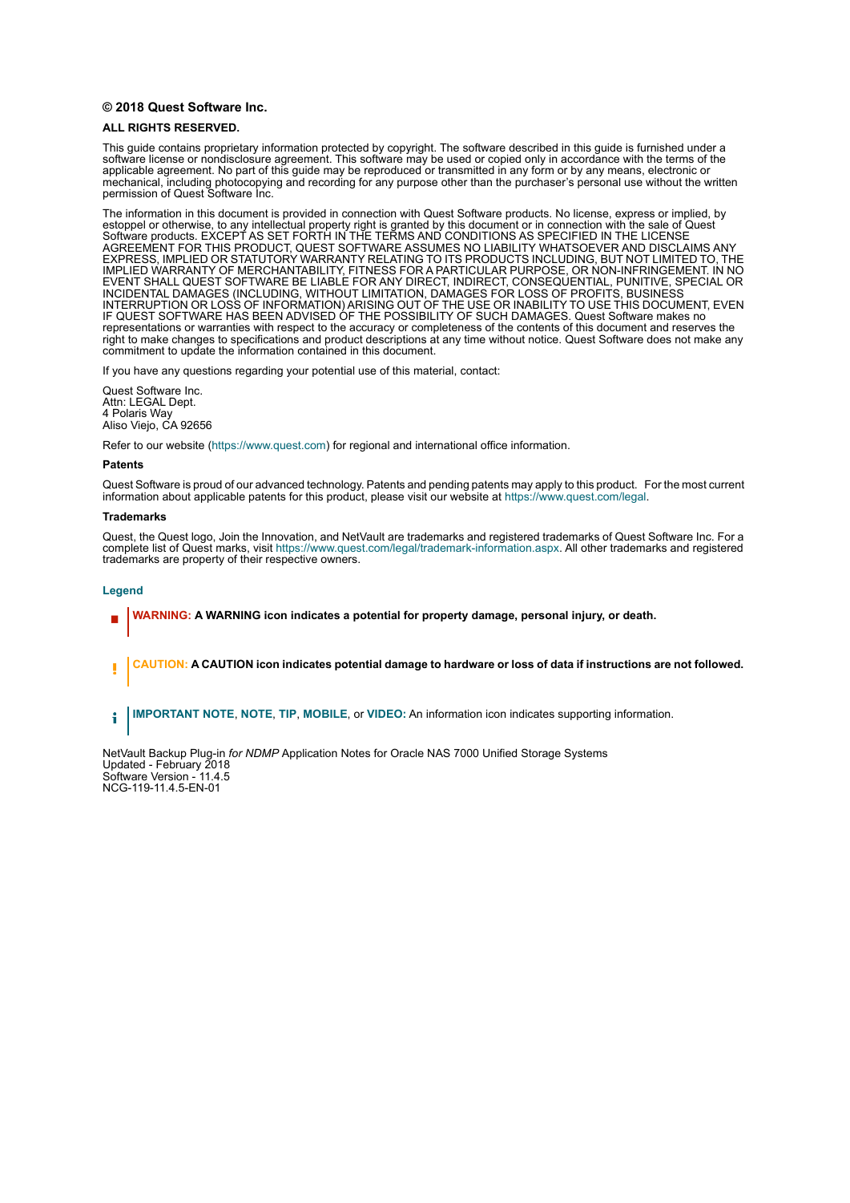**© 2018 Quest Software Inc.**

**ALL RIGHTS RESERVED.**

This guide contains proprietary information protected by copyright. The software described in this guide is furnished under a software license or nondisclosure agreement. This software may be used or copied only in accordance with the terms of the applicable agreement. No part of this guide may be reproduced or transmitted in any form or by any means, electronic or mechanical, including photocopying and recording for any purpose other than the purchaser's personal use without the written permission of Quest Software Inc.

The information in this document is provided in connection with Quest Software products. No license, express or implied, by estoppel or otherwise, to any intellectual property right is granted by this document or in connection with the sale of Quest Software products. EXCEPT AS SET FORTH IN THE TERMS AND CONDITIONS AS SPECIFIED IN THE LICENSE AGREEMENT FOR THIS PRODUCT, QUEST SOFTWARE ASSUMES NO LIABILITY WHATSOEVER AND DISCLAIMS ANY EXPRESS, IMPLIED OR STATUTORY WARRANTY RELATING TO ITS PRODUCTS INCLUDING, BUT NOT LIMITED TO, THE IMPLIED WARRANTY OF MERCHANTABILITY, FITNESS FOR A PARTICULAR PURPOSE, OR NON-INFRINGEMENT. IN NO EVENT SHALL QUEST SOFTWARE BE LIABLE FOR ANY DIRECT, INDIRECT, CONSEQUENTIAL, PUNITIVE, SPECIAL OR INCIDENTAL DAMAGES (INCLUDING, WITHOUT LIMITATION, DAMAGES FOR LOSS OF PROFITS, BUSINESS INTERRUPTION OR LOSS OF INFORMATION) ARISING OUT OF THE USE OR INABILITY TO USE THIS DOCUMENT, EVEN IF QUEST SOFTWARE HAS BEEN ADVISED OF THE POSSIBILITY OF SUCH DAMAGES. Quest Software makes no representations or warranties with respect to the accuracy or completeness of the contents of this document and reserves the right to make changes to specifications and product descriptions at any time without notice. Quest Software does not make any commitment to update the information contained in this document.

If you have any questions regarding your potential use of this material, contact:

Quest Software Inc.
Attn: LEGAL Dept.
4 Polaris Way
Aliso Viejo, CA 92656

Refer to our website (https://www.quest.com) for regional and international office information.

**Patents**

Quest Software is proud of our advanced technology. Patents and pending patents may apply to this product. For the most current information about applicable patents for this product, please visit our website at https://www.quest.com/legal.

**Trademarks**

Quest, the Quest logo, Join the Innovation, and NetVault are trademarks and registered trademarks of Quest Software Inc. For a complete list of Quest marks, visit https://www.quest.com/legal/trademark-information.aspx. All other trademarks and registered trademarks are property of their respective owners.

**Legend**

**WARNING: A WARNING icon indicates a potential for property damage, personal injury, or death.**

**CAUTION: A CAUTION icon indicates potential damage to hardware or loss of data if instructions are not followed.**

**IMPORTANT NOTE**, **NOTE**, **TIP**, **MOBILE**, or **VIDEO:** An information icon indicates supporting information.

NetVault Backup Plug-in *for NDMP* Application Notes for Oracle NAS 7000 Unified Storage Systems
Updated - February 2018
Software Version - 11.4.5
NCG-119-11.4.5-EN-01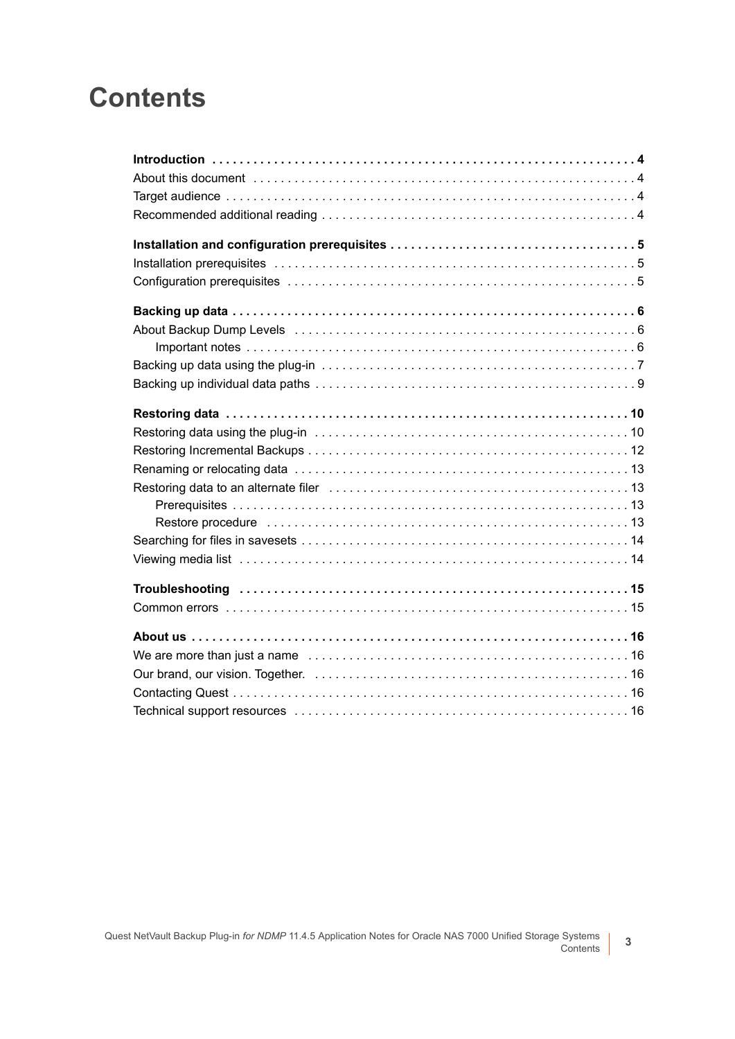# Contents

**Introduction** . . . . . . . . . . 4
About this document . . . . . . . . . . 4
Target audience . . . . . . . . . . 4
Recommended additional reading . . . . . . . . . . 4

**Installation and configuration prerequisites** . . . . . . . . . . 5
Installation prerequisites . . . . . . . . . . 5
Configuration prerequisites . . . . . . . . . . 5

**Backing up data** . . . . . . . . . . 6
About Backup Dump Levels . . . . . . . . . . 6
  Important notes . . . . . . . . . . 6
Backing up data using the plug-in . . . . . . . . . . 7
Backing up individual data paths . . . . . . . . . . 9

**Restoring data** . . . . . . . . . . 10
Restoring data using the plug-in . . . . . . . . . . 10
Restoring Incremental Backups . . . . . . . . . . 12
Renaming or relocating data . . . . . . . . . . 13
Restoring data to an alternate filer . . . . . . . . . . 13
  Prerequisites . . . . . . . . . . 13
  Restore procedure . . . . . . . . . . 13
Searching for files in savesets . . . . . . . . . . 14
Viewing media list . . . . . . . . . . 14

**Troubleshooting** . . . . . . . . . . 15
Common errors . . . . . . . . . . 15

**About us** . . . . . . . . . . 16
We are more than just a name . . . . . . . . . . 16
Our brand, our vision. Together. . . . . . . . . . . 16
Contacting Quest . . . . . . . . . . 16
Technical support resources . . . . . . . . . . 16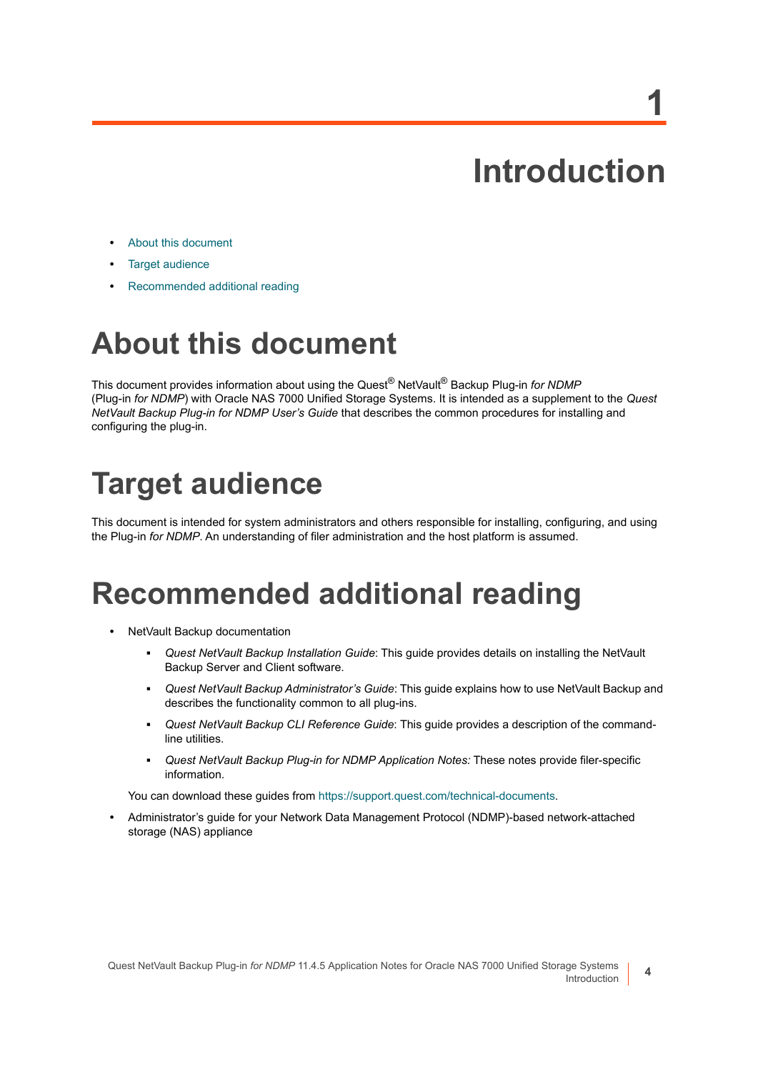# 1 Introduction

- About this document
- Target audience
- Recommended additional reading

## About this document

This document provides information about using the Quest® NetVault® Backup Plug-in *for NDMP* (Plug-in *for NDMP*) with Oracle NAS 7000 Unified Storage Systems. It is intended as a supplement to the *Quest NetVault Backup Plug-in for NDMP User's Guide* that describes the common procedures for installing and configuring the plug-in.

## Target audience

This document is intended for system administrators and others responsible for installing, configuring, and using the Plug-in *for NDMP*. An understanding of filer administration and the host platform is assumed.

## Recommended additional reading

- NetVault Backup documentation
  - *Quest NetVault Backup Installation Guide*: This guide provides details on installing the NetVault Backup Server and Client software.
  - *Quest NetVault Backup Administrator's Guide*: This guide explains how to use NetVault Backup and describes the functionality common to all plug-ins.
  - *Quest NetVault Backup CLI Reference Guide*: This guide provides a description of the command-line utilities.
  - *Quest NetVault Backup Plug-in for NDMP Application Notes:* These notes provide filer-specific information.

  You can download these guides from https://support.quest.com/technical-documents.
- Administrator's guide for your Network Data Management Protocol (NDMP)-based network-attached storage (NAS) appliance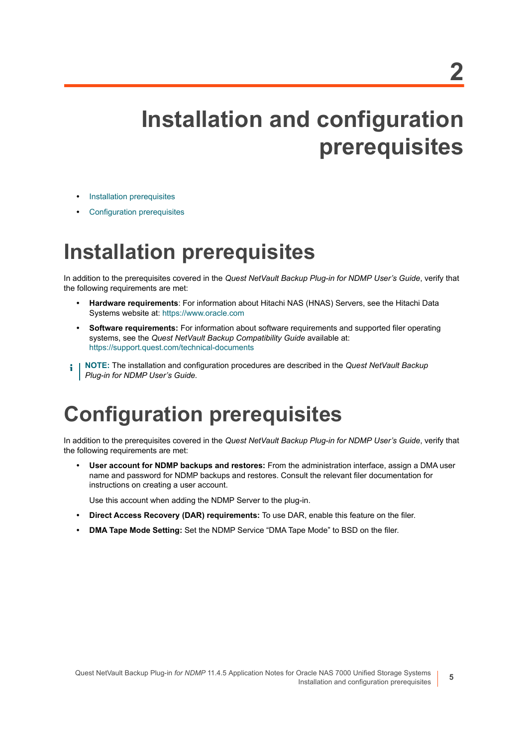# 2 Installation and configuration prerequisites

- Installation prerequisites
- Configuration prerequisites

## Installation prerequisites

In addition to the prerequisites covered in the *Quest NetVault Backup Plug-in for NDMP User's Guide*, verify that the following requirements are met:

- **Hardware requirements**: For information about Hitachi NAS (HNAS) Servers, see the Hitachi Data Systems website at: https://www.oracle.com
- **Software requirements:** For information about software requirements and supported filer operating systems, see the *Quest NetVault Backup Compatibility Guide* available at: https://support.quest.com/technical-documents

> **NOTE:** The installation and configuration procedures are described in the *Quest NetVault Backup Plug-in for NDMP User's Guide.*

## Configuration prerequisites

In addition to the prerequisites covered in the *Quest NetVault Backup Plug-in for NDMP User's Guide*, verify that the following requirements are met:

- **User account for NDMP backups and restores:** From the administration interface, assign a DMA user name and password for NDMP backups and restores. Consult the relevant filer documentation for instructions on creating a user account.

  Use this account when adding the NDMP Server to the plug-in.
- **Direct Access Recovery (DAR) requirements:** To use DAR, enable this feature on the filer.
- **DMA Tape Mode Setting:** Set the NDMP Service "DMA Tape Mode" to BSD on the filer.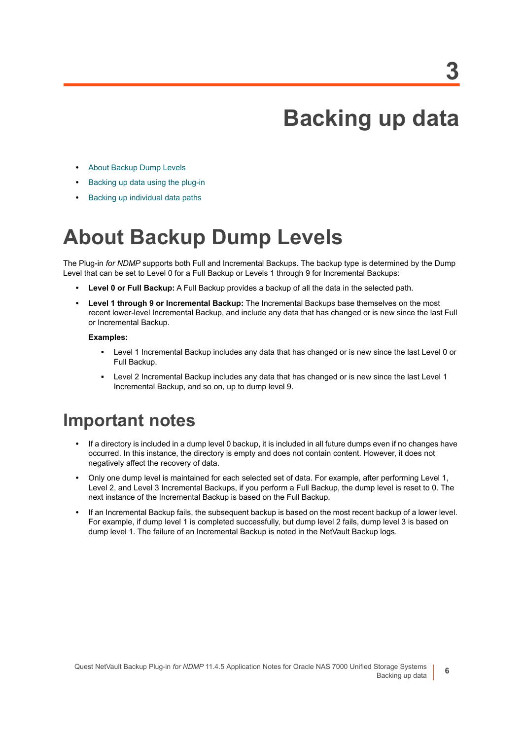# 3

# Backing up data

- About Backup Dump Levels
- Backing up data using the plug-in
- Backing up individual data paths

## About Backup Dump Levels

The Plug-in *for NDMP* supports both Full and Incremental Backups. The backup type is determined by the Dump Level that can be set to Level 0 for a Full Backup or Levels 1 through 9 for Incremental Backups:

- **Level 0 or Full Backup:** A Full Backup provides a backup of all the data in the selected path.
- **Level 1 through 9 or Incremental Backup:** The Incremental Backups base themselves on the most recent lower-level Incremental Backup, and include any data that has changed or is new since the last Full or Incremental Backup.

  **Examples:**

  - Level 1 Incremental Backup includes any data that has changed or is new since the last Level 0 or Full Backup.
  - Level 2 Incremental Backup includes any data that has changed or is new since the last Level 1 Incremental Backup, and so on, up to dump level 9.

### Important notes

- If a directory is included in a dump level 0 backup, it is included in all future dumps even if no changes have occurred. In this instance, the directory is empty and does not contain content. However, it does not negatively affect the recovery of data.
- Only one dump level is maintained for each selected set of data. For example, after performing Level 1, Level 2, and Level 3 Incremental Backups, if you perform a Full Backup, the dump level is reset to 0. The next instance of the Incremental Backup is based on the Full Backup.
- If an Incremental Backup fails, the subsequent backup is based on the most recent backup of a lower level. For example, if dump level 1 is completed successfully, but dump level 2 fails, dump level 3 is based on dump level 1. The failure of an Incremental Backup is noted in the NetVault Backup logs.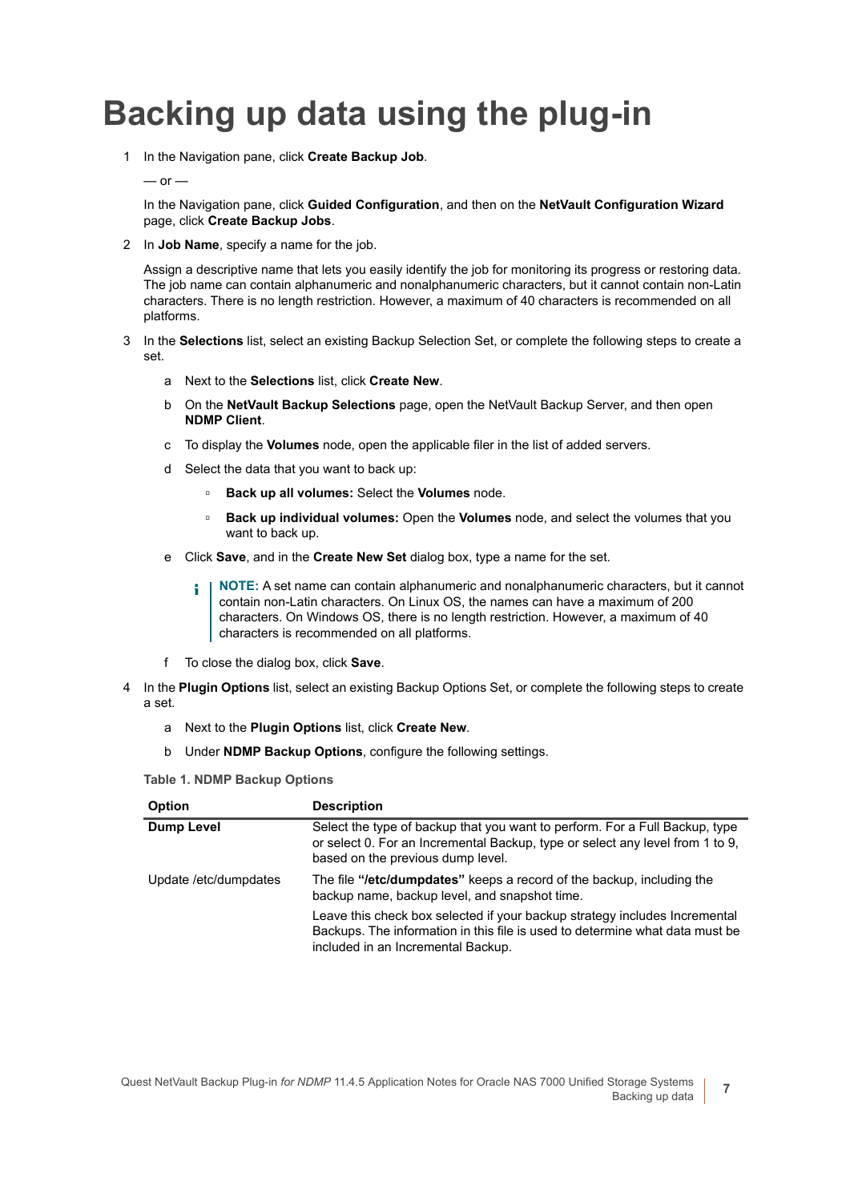# Backing up data using the plug-in

1 In the Navigation pane, click **Create Backup Job**.

— or —

In the Navigation pane, click **Guided Configuration**, and then on the **NetVault Configuration Wizard** page, click **Create Backup Jobs**.

2 In **Job Name**, specify a name for the job.

Assign a descriptive name that lets you easily identify the job for monitoring its progress or restoring data. The job name can contain alphanumeric and nonalphanumeric characters, but it cannot contain non-Latin characters. There is no length restriction. However, a maximum of 40 characters is recommended on all platforms.

3 In the **Selections** list, select an existing Backup Selection Set, or complete the following steps to create a set.

a Next to the **Selections** list, click **Create New**.

b On the **NetVault Backup Selections** page, open the NetVault Backup Server, and then open **NDMP Client**.

c To display the **Volumes** node, open the applicable filer in the list of added servers.

d Select the data that you want to back up:

- **Back up all volumes:** Select the **Volumes** node.
- **Back up individual volumes:** Open the **Volumes** node, and select the volumes that you want to back up.

e Click **Save**, and in the **Create New Set** dialog box, type a name for the set.

> **NOTE:** A set name can contain alphanumeric and nonalphanumeric characters, but it cannot contain non-Latin characters. On Linux OS, the names can have a maximum of 200 characters. On Windows OS, there is no length restriction. However, a maximum of 40 characters is recommended on all platforms.

f To close the dialog box, click **Save**.

4 In the **Plugin Options** list, select an existing Backup Options Set, or complete the following steps to create a set.

a Next to the **Plugin Options** list, click **Create New**.

b Under **NDMP Backup Options**, configure the following settings.

**Table 1. NDMP Backup Options**

| Option | Description |
|---|---|
| **Dump Level** | Select the type of backup that you want to perform. For a Full Backup, type or select 0. For an Incremental Backup, type or select any level from 1 to 9, based on the previous dump level. |
| Update /etc/dumpdates | The file **"/etc/dumpdates"** keeps a record of the backup, including the backup name, backup level, and snapshot time.<br><br>Leave this check box selected if your backup strategy includes Incremental Backups. The information in this file is used to determine what data must be included in an Incremental Backup. |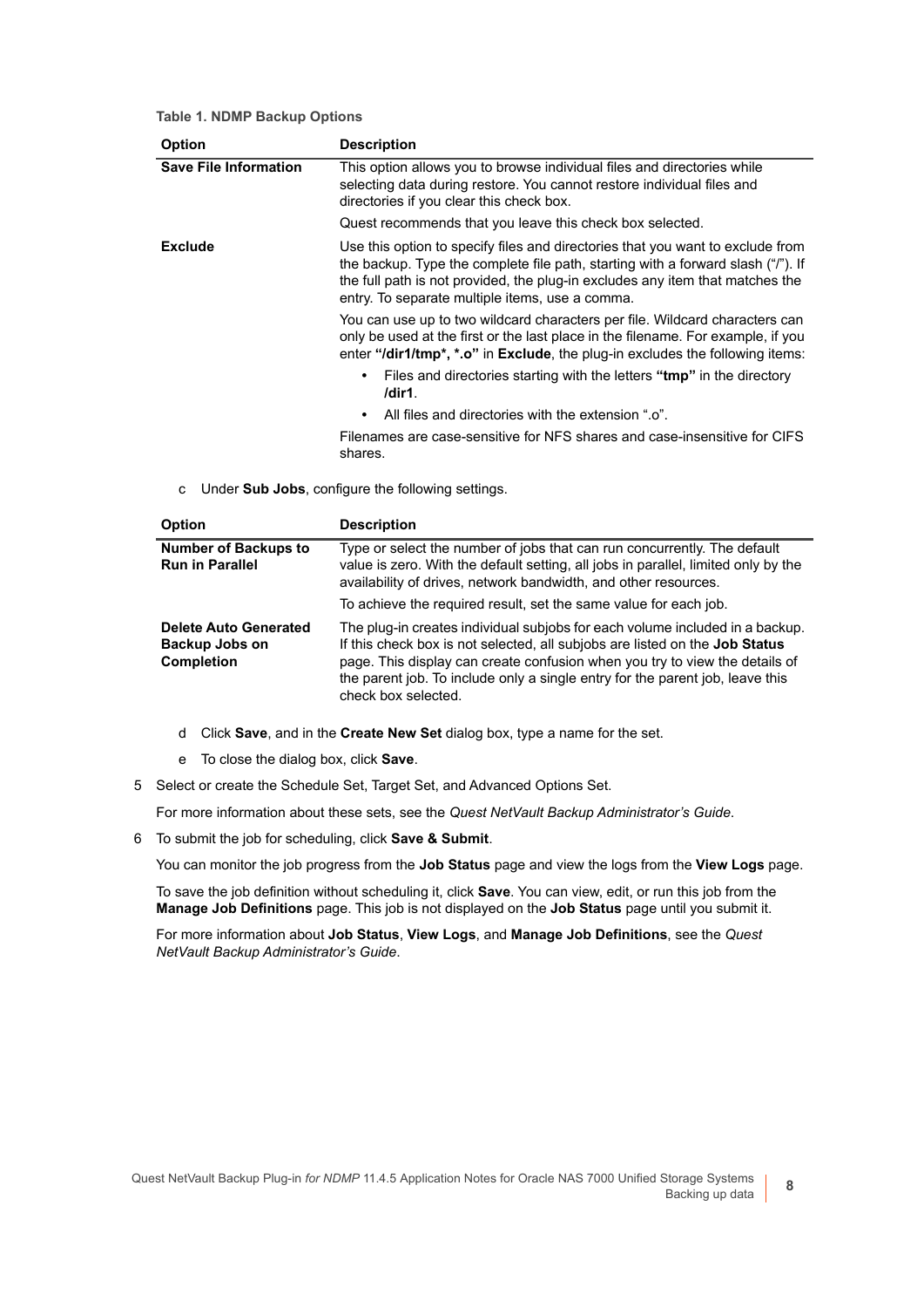**Table 1. NDMP Backup Options**

| Option | Description |
|---|---|
| **Save File Information** | This option allows you to browse individual files and directories while selecting data during restore. You cannot restore individual files and directories if you clear this check box.<br><br>Quest recommends that you leave this check box selected. |
| **Exclude** | Use this option to specify files and directories that you want to exclude from the backup. Type the complete file path, starting with a forward slash ("/"). If the full path is not provided, the plug-in excludes any item that matches the entry. To separate multiple items, use a comma.<br><br>You can use up to two wildcard characters per file. Wildcard characters can only be used at the first or the last place in the filename. For example, if you enter **"/dir1/tmp*, *.o"** in **Exclude**, the plug-in excludes the following items:<br><br>• Files and directories starting with the letters **"tmp"** in the directory **/dir1**.<br>• All files and directories with the extension ".o".<br><br>Filenames are case-sensitive for NFS shares and case-insensitive for CIFS shares. |

c Under **Sub Jobs**, configure the following settings.

| Option | Description |
|---|---|
| **Number of Backups to Run in Parallel** | Type or select the number of jobs that can run concurrently. The default value is zero. With the default setting, all jobs in parallel, limited only by the availability of drives, network bandwidth, and other resources.<br><br>To achieve the required result, set the same value for each job. |
| **Delete Auto Generated Backup Jobs on Completion** | The plug-in creates individual subjobs for each volume included in a backup. If this check box is not selected, all subjobs are listed on the **Job Status** page. This display can create confusion when you try to view the details of the parent job. To include only a single entry for the parent job, leave this check box selected. |

d Click **Save**, and in the **Create New Set** dialog box, type a name for the set.

e To close the dialog box, click **Save**.

5 Select or create the Schedule Set, Target Set, and Advanced Options Set.

For more information about these sets, see the *Quest NetVault Backup Administrator's Guide*.

6 To submit the job for scheduling, click **Save & Submit**.

You can monitor the job progress from the **Job Status** page and view the logs from the **View Logs** page.

To save the job definition without scheduling it, click **Save**. You can view, edit, or run this job from the **Manage Job Definitions** page. This job is not displayed on the **Job Status** page until you submit it.

For more information about **Job Status**, **View Logs**, and **Manage Job Definitions**, see the *Quest NetVault Backup Administrator's Guide*.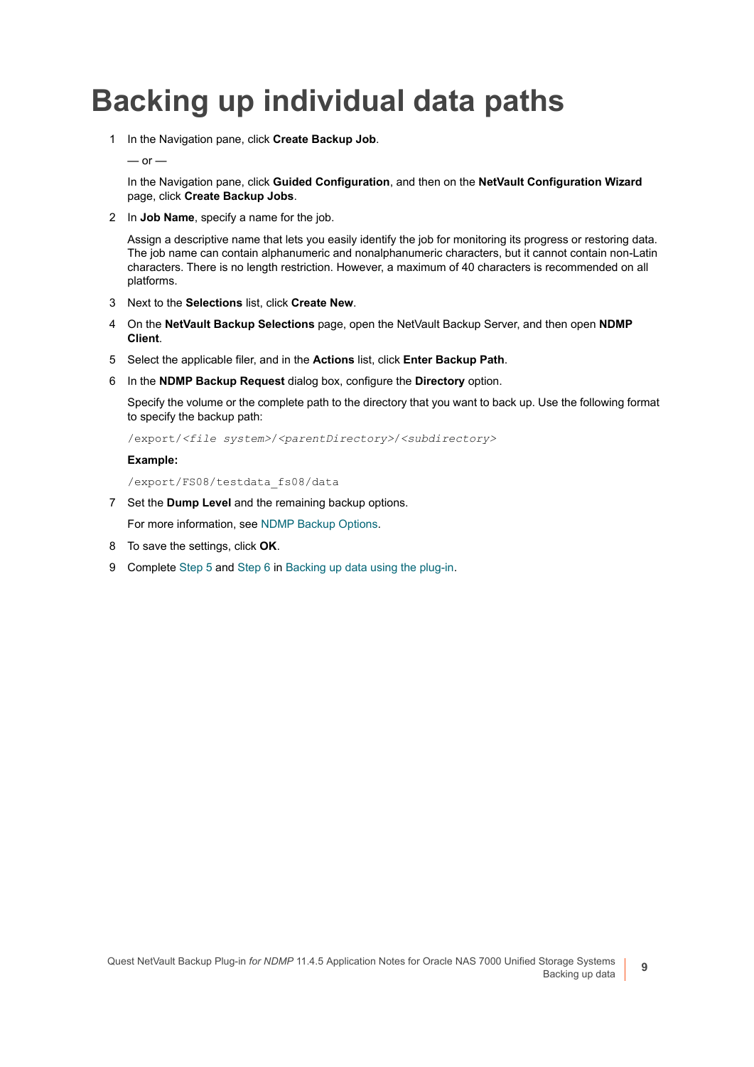# Backing up individual data paths

1. In the Navigation pane, click **Create Backup Job**.

   — or —

   In the Navigation pane, click **Guided Configuration**, and then on the **NetVault Configuration Wizard** page, click **Create Backup Jobs**.

2. In **Job Name**, specify a name for the job.

   Assign a descriptive name that lets you easily identify the job for monitoring its progress or restoring data. The job name can contain alphanumeric and nonalphanumeric characters, but it cannot contain non-Latin characters. There is no length restriction. However, a maximum of 40 characters is recommended on all platforms.

3. Next to the **Selections** list, click **Create New**.

4. On the **NetVault Backup Selections** page, open the NetVault Backup Server, and then open **NDMP Client**.

5. Select the applicable filer, and in the **Actions** list, click **Enter Backup Path**.

6. In the **NDMP Backup Request** dialog box, configure the **Directory** option.

   Specify the volume or the complete path to the directory that you want to back up. Use the following format to specify the backup path:

   ```
   /export/<file system>/<parentDirectory>/<subdirectory>
   ```

   **Example:**

   ```
   /export/FS08/testdata_fs08/data
   ```

7. Set the **Dump Level** and the remaining backup options.

   For more information, see NDMP Backup Options.

8. To save the settings, click **OK**.

9. Complete Step 5 and Step 6 in Backing up data using the plug-in.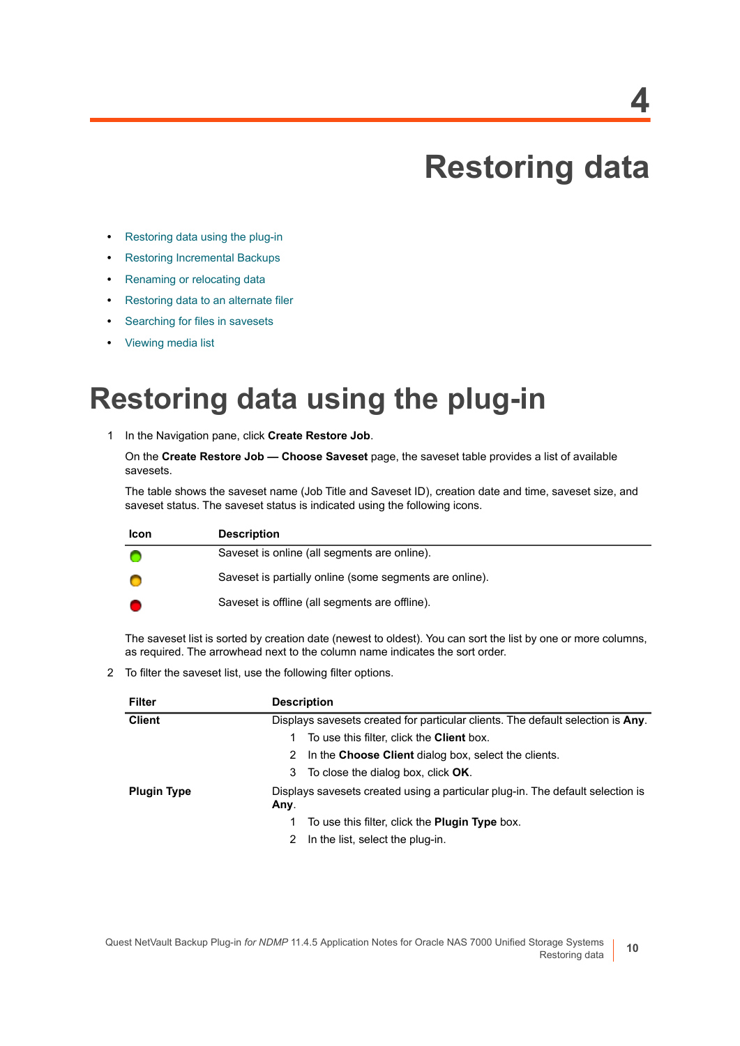# 4 Restoring data

- Restoring data using the plug-in
- Restoring Incremental Backups
- Renaming or relocating data
- Restoring data to an alternate filer
- Searching for files in savesets
- Viewing media list

## Restoring data using the plug-in

1 In the Navigation pane, click **Create Restore Job**.

On the **Create Restore Job — Choose Saveset** page, the saveset table provides a list of available savesets.

The table shows the saveset name (Job Title and Saveset ID), creation date and time, saveset size, and saveset status. The saveset status is indicated using the following icons.

| Icon | Description |
|---|---|
| (green) | Saveset is online (all segments are online). |
| (yellow) | Saveset is partially online (some segments are online). |
| (red) | Saveset is offline (all segments are offline). |

The saveset list is sorted by creation date (newest to oldest). You can sort the list by one or more columns, as required. The arrowhead next to the column name indicates the sort order.

2 To filter the saveset list, use the following filter options.

| Filter | Description |
|---|---|
| **Client** | Displays savesets created for particular clients. The default selection is **Any**.<br>1 To use this filter, click the **Client** box.<br>2 In the **Choose Client** dialog box, select the clients.<br>3 To close the dialog box, click **OK**. |
| **Plugin Type** | Displays savesets created using a particular plug-in. The default selection is **Any**.<br>1 To use this filter, click the **Plugin Type** box.<br>2 In the list, select the plug-in. |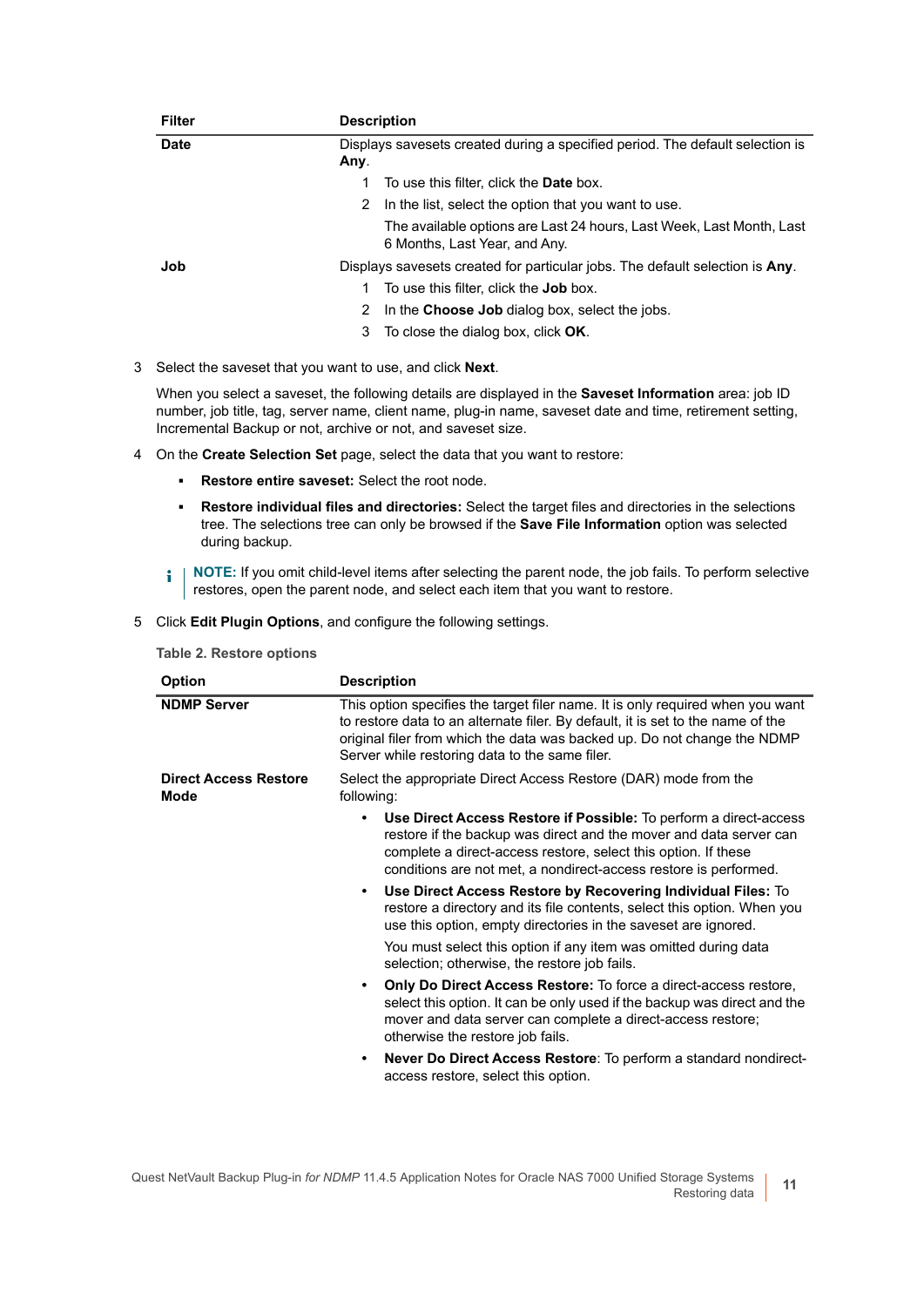| Filter | Description |
|---|---|
| **Date** | Displays savesets created during a specified period. The default selection is **Any**.<br>1 To use this filter, click the **Date** box.<br>2 In the list, select the option that you want to use.<br>The available options are Last 24 hours, Last Week, Last Month, Last 6 Months, Last Year, and Any. |
| **Job** | Displays savesets created for particular jobs. The default selection is **Any**.<br>1 To use this filter, click the **Job** box.<br>2 In the **Choose Job** dialog box, select the jobs.<br>3 To close the dialog box, click **OK**. |

3 Select the saveset that you want to use, and click **Next**.

When you select a saveset, the following details are displayed in the **Saveset Information** area: job ID number, job title, tag, server name, client name, plug-in name, saveset date and time, retirement setting, Incremental Backup or not, archive or not, and saveset size.

4 On the **Create Selection Set** page, select the data that you want to restore:

- **Restore entire saveset:** Select the root node.
- **Restore individual files and directories:** Select the target files and directories in the selections tree. The selections tree can only be browsed if the **Save File Information** option was selected during backup.

**NOTE:** If you omit child-level items after selecting the parent node, the job fails. To perform selective restores, open the parent node, and select each item that you want to restore.

5 Click **Edit Plugin Options**, and configure the following settings.

**Table 2. Restore options**

| Option | Description |
|---|---|
| **NDMP Server** | This option specifies the target filer name. It is only required when you want to restore data to an alternate filer. By default, it is set to the name of the original filer from which the data was backed up. Do not change the NDMP Server while restoring data to the same filer. |
| **Direct Access Restore Mode** | Select the appropriate Direct Access Restore (DAR) mode from the following:<br>• **Use Direct Access Restore if Possible:** To perform a direct-access restore if the backup was direct and the mover and data server can complete a direct-access restore, select this option. If these conditions are not met, a nondirect-access restore is performed.<br>• **Use Direct Access Restore by Recovering Individual Files:** To restore a directory and its file contents, select this option. When you use this option, empty directories in the saveset are ignored.<br>You must select this option if any item was omitted during data selection; otherwise, the restore job fails.<br>• **Only Do Direct Access Restore:** To force a direct-access restore, select this option. It can be only used if the backup was direct and the mover and data server can complete a direct-access restore; otherwise the restore job fails.<br>• **Never Do Direct Access Restore**: To perform a standard nondirect-access restore, select this option. |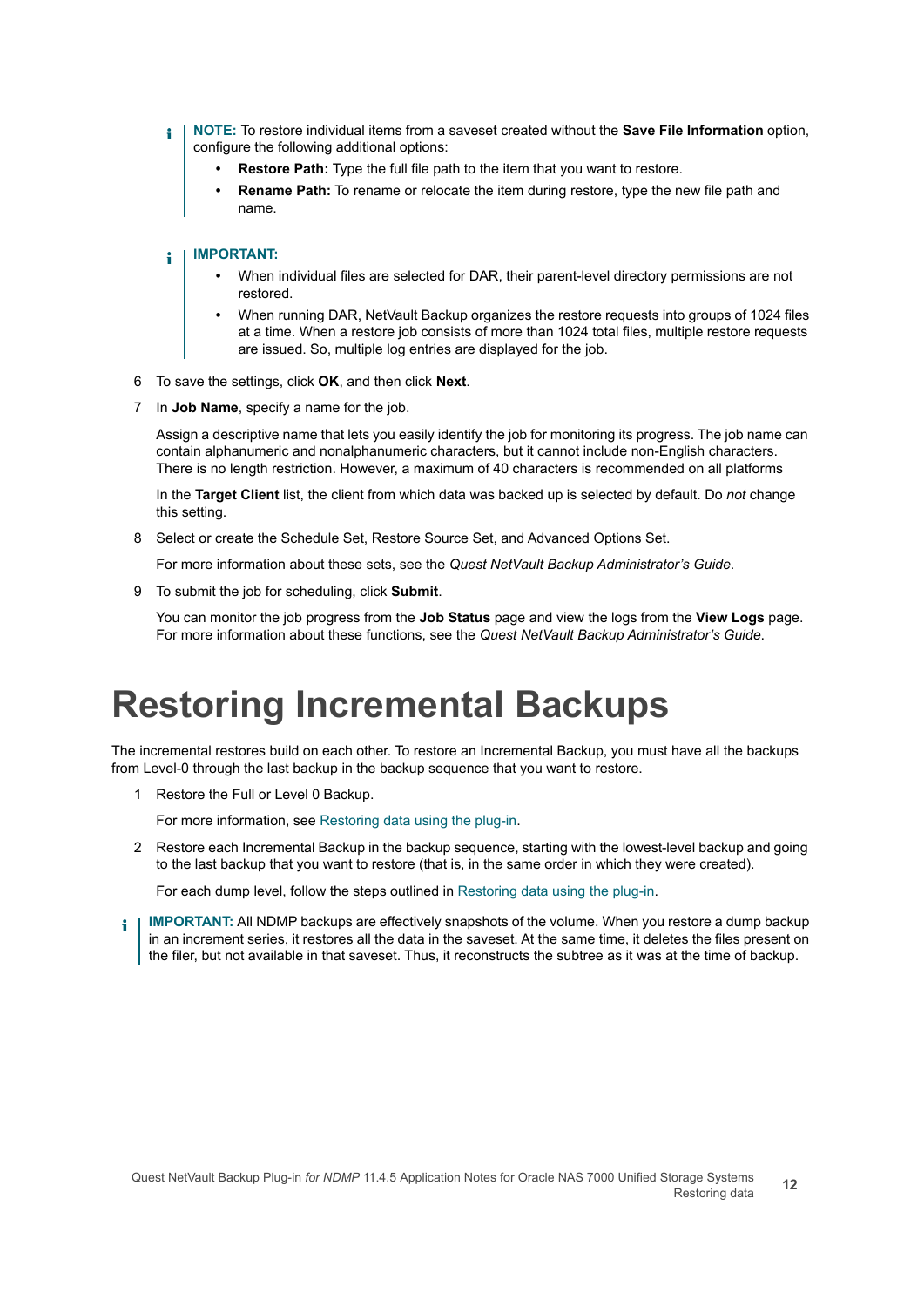> **NOTE:** To restore individual items from a saveset created without the **Save File Information** option, configure the following additional options:
>
> - **Restore Path:** Type the full file path to the item that you want to restore.
> - **Rename Path:** To rename or relocate the item during restore, type the new file path and name.

> **IMPORTANT:**
>
> - When individual files are selected for DAR, their parent-level directory permissions are not restored.
> - When running DAR, NetVault Backup organizes the restore requests into groups of 1024 files at a time. When a restore job consists of more than 1024 total files, multiple restore requests are issued. So, multiple log entries are displayed for the job.

6. To save the settings, click **OK**, and then click **Next**.
7. In **Job Name**, specify a name for the job.

   Assign a descriptive name that lets you easily identify the job for monitoring its progress. The job name can contain alphanumeric and nonalphanumeric characters, but it cannot include non-English characters. There is no length restriction. However, a maximum of 40 characters is recommended on all platforms

   In the **Target Client** list, the client from which data was backed up is selected by default. Do *not* change this setting.
8. Select or create the Schedule Set, Restore Source Set, and Advanced Options Set.

   For more information about these sets, see the *Quest NetVault Backup Administrator's Guide*.
9. To submit the job for scheduling, click **Submit**.

   You can monitor the job progress from the **Job Status** page and view the logs from the **View Logs** page. For more information about these functions, see the *Quest NetVault Backup Administrator's Guide*.

# Restoring Incremental Backups

The incremental restores build on each other. To restore an Incremental Backup, you must have all the backups from Level-0 through the last backup in the backup sequence that you want to restore.

1. Restore the Full or Level 0 Backup.

   For more information, see Restoring data using the plug-in.
2. Restore each Incremental Backup in the backup sequence, starting with the lowest-level backup and going to the last backup that you want to restore (that is, in the same order in which they were created).

   For each dump level, follow the steps outlined in Restoring data using the plug-in.

> **IMPORTANT:** All NDMP backups are effectively snapshots of the volume. When you restore a dump backup in an increment series, it restores all the data in the saveset. At the same time, it deletes the files present on the filer, but not available in that saveset. Thus, it reconstructs the subtree as it was at the time of backup.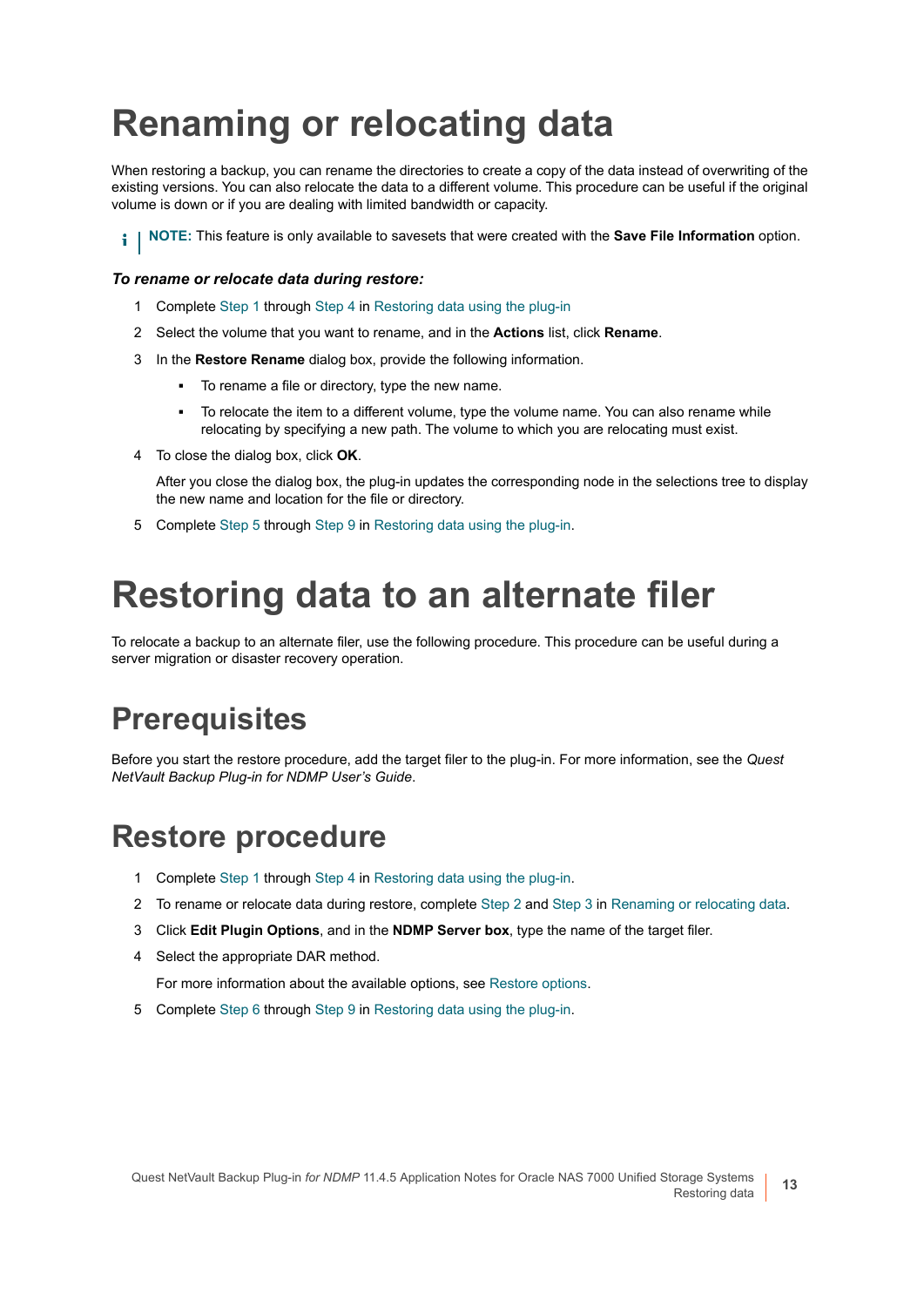# Renaming or relocating data

When restoring a backup, you can rename the directories to create a copy of the data instead of overwriting of the existing versions. You can also relocate the data to a different volume. This procedure can be useful if the original volume is down or if you are dealing with limited bandwidth or capacity.

> **NOTE:** This feature is only available to savesets that were created with the **Save File Information** option.

***To rename or relocate data during restore:***

1. Complete Step 1 through Step 4 in Restoring data using the plug-in
2. Select the volume that you want to rename, and in the **Actions** list, click **Rename**.
3. In the **Restore Rename** dialog box, provide the following information.
   - To rename a file or directory, type the new name.
   - To relocate the item to a different volume, type the volume name. You can also rename while relocating by specifying a new path. The volume to which you are relocating must exist.
4. To close the dialog box, click **OK**.

   After you close the dialog box, the plug-in updates the corresponding node in the selections tree to display the new name and location for the file or directory.
5. Complete Step 5 through Step 9 in Restoring data using the plug-in.

# Restoring data to an alternate filer

To relocate a backup to an alternate filer, use the following procedure. This procedure can be useful during a server migration or disaster recovery operation.

## Prerequisites

Before you start the restore procedure, add the target filer to the plug-in. For more information, see the *Quest NetVault Backup Plug-in for NDMP User's Guide*.

## Restore procedure

1. Complete Step 1 through Step 4 in Restoring data using the plug-in.
2. To rename or relocate data during restore, complete Step 2 and Step 3 in Renaming or relocating data.
3. Click **Edit Plugin Options**, and in the **NDMP Server box**, type the name of the target filer.
4. Select the appropriate DAR method.

   For more information about the available options, see Restore options.
5. Complete Step 6 through Step 9 in Restoring data using the plug-in.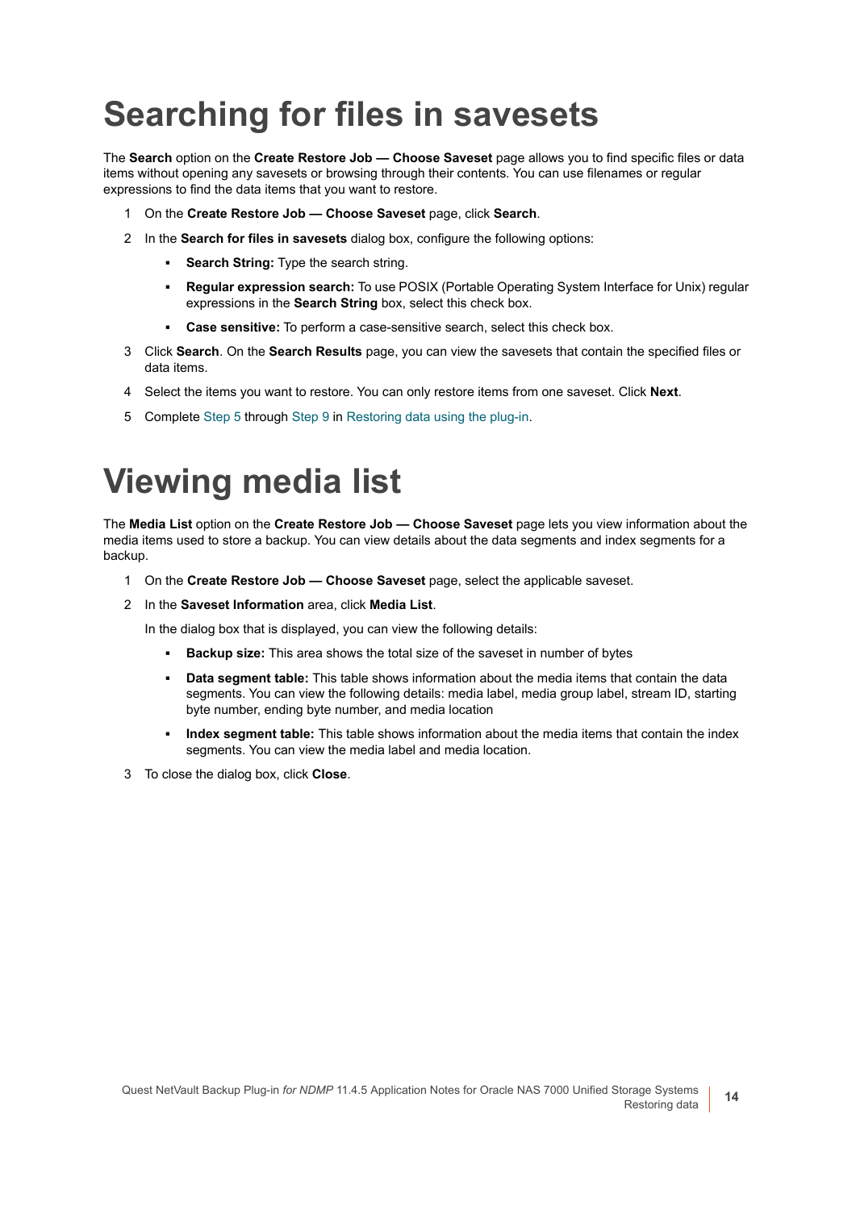# Searching for files in savesets

The **Search** option on the **Create Restore Job — Choose Saveset** page allows you to find specific files or data items without opening any savesets or browsing through their contents. You can use filenames or regular expressions to find the data items that you want to restore.

1. On the **Create Restore Job — Choose Saveset** page, click **Search**.
2. In the **Search for files in savesets** dialog box, configure the following options:
   - **Search String:** Type the search string.
   - **Regular expression search:** To use POSIX (Portable Operating System Interface for Unix) regular expressions in the **Search String** box, select this check box.
   - **Case sensitive:** To perform a case-sensitive search, select this check box.
3. Click **Search**. On the **Search Results** page, you can view the savesets that contain the specified files or data items.
4. Select the items you want to restore. You can only restore items from one saveset. Click **Next**.
5. Complete Step 5 through Step 9 in Restoring data using the plug-in.

# Viewing media list

The **Media List** option on the **Create Restore Job — Choose Saveset** page lets you view information about the media items used to store a backup. You can view details about the data segments and index segments for a backup.

1. On the **Create Restore Job — Choose Saveset** page, select the applicable saveset.
2. In the **Saveset Information** area, click **Media List**.

   In the dialog box that is displayed, you can view the following details:
   - **Backup size:** This area shows the total size of the saveset in number of bytes
   - **Data segment table:** This table shows information about the media items that contain the data segments. You can view the following details: media label, media group label, stream ID, starting byte number, ending byte number, and media location
   - **Index segment table:** This table shows information about the media items that contain the index segments. You can view the media label and media location.
3. To close the dialog box, click **Close**.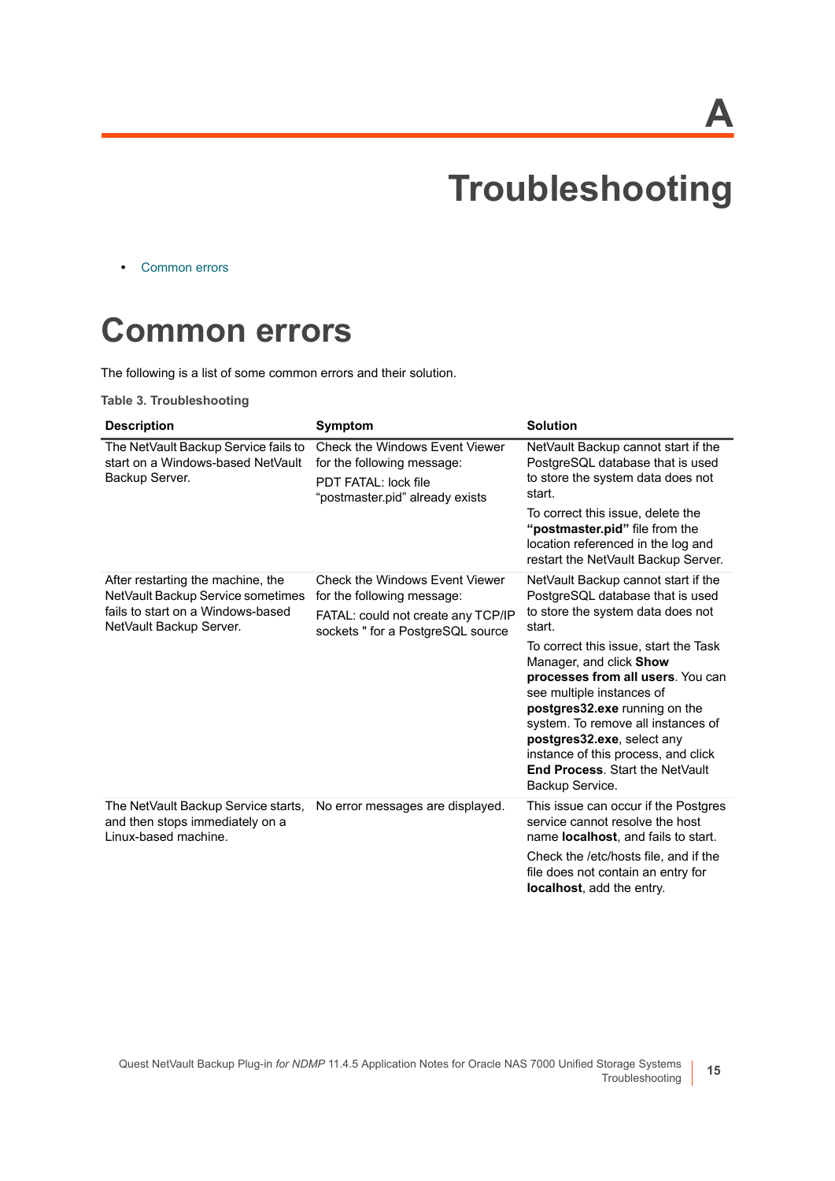# A

# Troubleshooting

- Common errors

## Common errors

The following is a list of some common errors and their solution.

**Table 3. Troubleshooting**

| Description | Symptom | Solution |
|---|---|---|
| The NetVault Backup Service fails to start on a Windows-based NetVault Backup Server. | Check the Windows Event Viewer for the following message:<br>PDT FATAL: lock file “postmaster.pid” already exists | NetVault Backup cannot start if the PostgreSQL database that is used to store the system data does not start.<br>To correct this issue, delete the **“postmaster.pid”** file from the location referenced in the log and restart the NetVault Backup Server. |
| After restarting the machine, the NetVault Backup Service sometimes fails to start on a Windows-based NetVault Backup Server. | Check the Windows Event Viewer for the following message:<br>FATAL: could not create any TCP/IP sockets " for a PostgreSQL source | NetVault Backup cannot start if the PostgreSQL database that is used to store the system data does not start.<br>To correct this issue, start the Task Manager, and click **Show processes from all users**. You can see multiple instances of **postgres32.exe** running on the system. To remove all instances of **postgres32.exe**, select any instance of this process, and click **End Process**. Start the NetVault Backup Service. |
| The NetVault Backup Service starts, and then stops immediately on a Linux-based machine. | No error messages are displayed. | This issue can occur if the Postgres service cannot resolve the host name **localhost**, and fails to start.<br>Check the /etc/hosts file, and if the file does not contain an entry for **localhost**, add the entry. |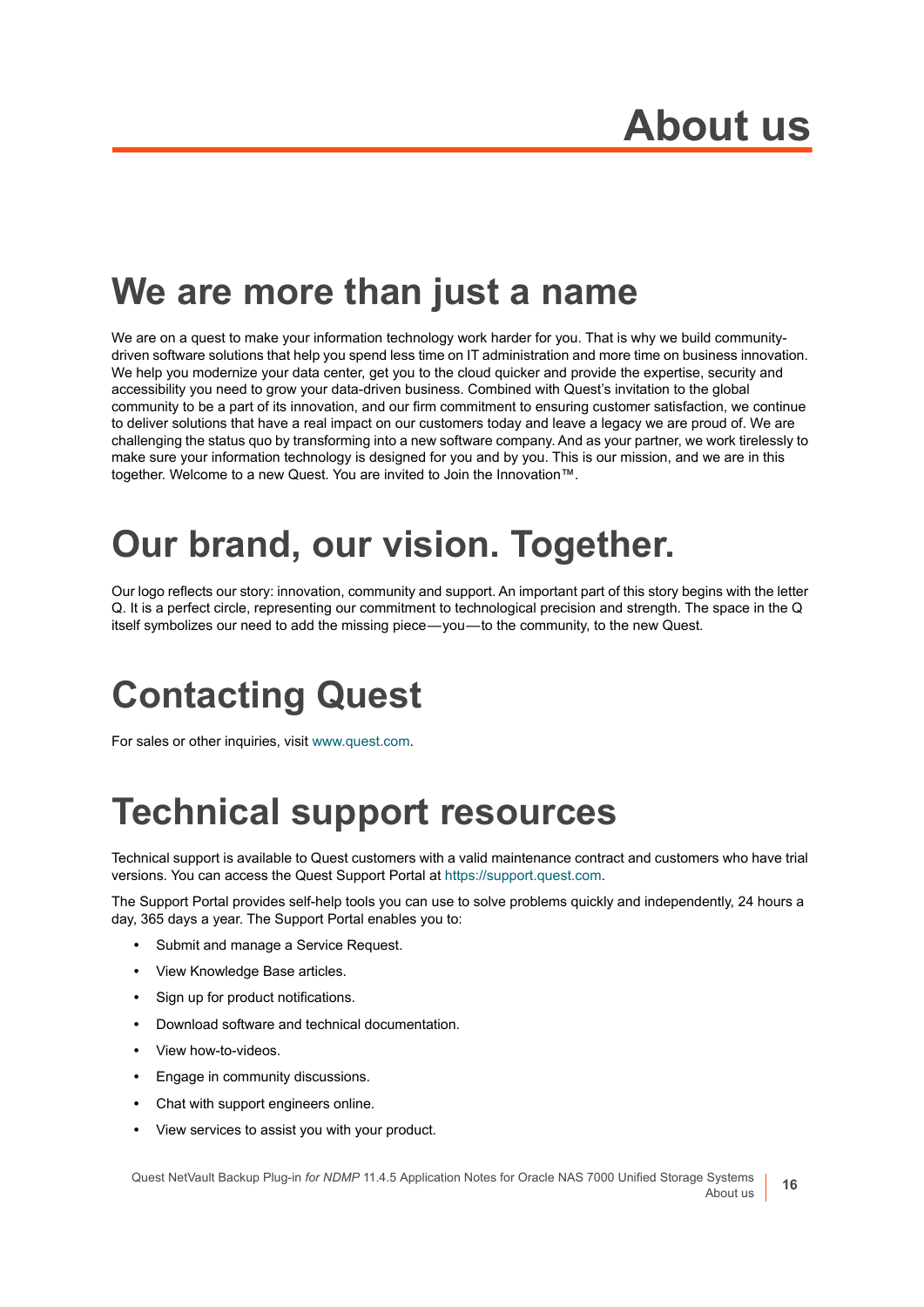// About us

# About us

## We are more than just a name

We are on a quest to make your information technology work harder for you. That is why we build community-driven software solutions that help you spend less time on IT administration and more time on business innovation. We help you modernize your data center, get you to the cloud quicker and provide the expertise, security and accessibility you need to grow your data-driven business. Combined with Quest's invitation to the global community to be a part of its innovation, and our firm commitment to ensuring customer satisfaction, we continue to deliver solutions that have a real impact on our customers today and leave a legacy we are proud of. We are challenging the status quo by transforming into a new software company. And as your partner, we work tirelessly to make sure your information technology is designed for you and by you. This is our mission, and we are in this together. Welcome to a new Quest. You are invited to Join the Innovation™.

## Our brand, our vision. Together.

Our logo reflects our story: innovation, community and support. An important part of this story begins with the letter Q. It is a perfect circle, representing our commitment to technological precision and strength. The space in the Q itself symbolizes our need to add the missing piece—you—to the community, to the new Quest.

## Contacting Quest

For sales or other inquiries, visit www.quest.com.

## Technical support resources

Technical support is available to Quest customers with a valid maintenance contract and customers who have trial versions. You can access the Quest Support Portal at https://support.quest.com.

The Support Portal provides self-help tools you can use to solve problems quickly and independently, 24 hours a day, 365 days a year. The Support Portal enables you to:

- Submit and manage a Service Request.
- View Knowledge Base articles.
- Sign up for product notifications.
- Download software and technical documentation.
- View how-to-videos.
- Engage in community discussions.
- Chat with support engineers online.
- View services to assist you with your product.